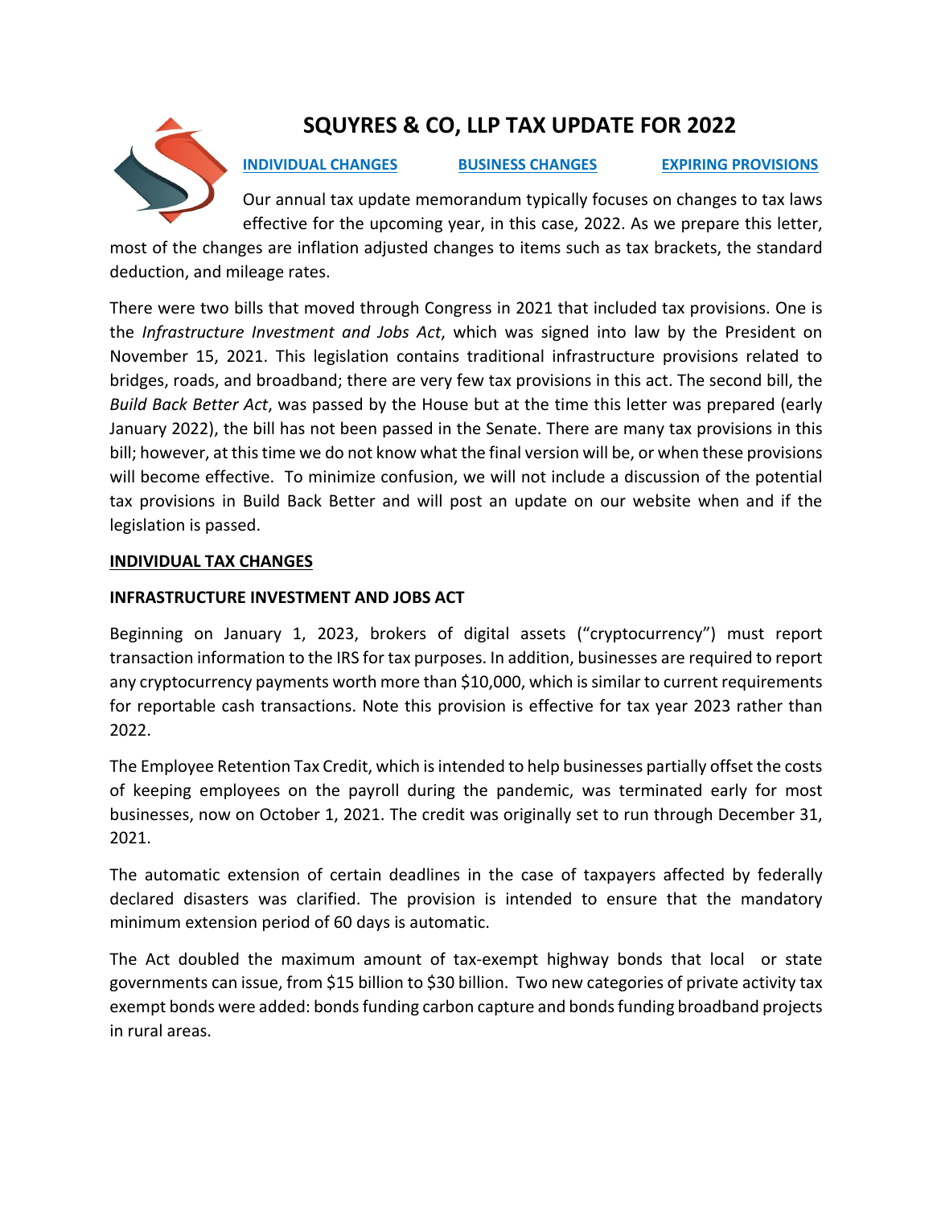# SQUYRES & CO, LLP TAX UPDATE FOR 2022

**INDIVIDUAL CHANGES** **BUSINESS CHANGES** **EXPIRING PROVISIONS**

Our annual tax update memorandum typically focuses on changes to tax laws effective for the upcoming year, in this case, 2022. As we prepare this letter, most of the changes are inflation adjusted changes to items such as tax brackets, the standard deduction, and mileage rates.

There were two bills that moved through Congress in 2021 that included tax provisions. One is the *Infrastructure Investment and Jobs Act*, which was signed into law by the President on November 15, 2021. This legislation contains traditional infrastructure provisions related to bridges, roads, and broadband; there are very few tax provisions in this act. The second bill, the *Build Back Better Act*, was passed by the House but at the time this letter was prepared (early January 2022), the bill has not been passed in the Senate. There are many tax provisions in this bill; however, at this time we do not know what the final version will be, or when these provisions will become effective. To minimize confusion, we will not include a discussion of the potential tax provisions in Build Back Better and will post an update on our website when and if the legislation is passed.

## INDIVIDUAL TAX CHANGES

### INFRASTRUCTURE INVESTMENT AND JOBS ACT

Beginning on January 1, 2023, brokers of digital assets ("cryptocurrency") must report transaction information to the IRS for tax purposes. In addition, businesses are required to report any cryptocurrency payments worth more than $10,000, which is similar to current requirements for reportable cash transactions. Note this provision is effective for tax year 2023 rather than 2022.

The Employee Retention Tax Credit, which is intended to help businesses partially offset the costs of keeping employees on the payroll during the pandemic, was terminated early for most businesses, now on October 1, 2021. The credit was originally set to run through December 31, 2021.

The automatic extension of certain deadlines in the case of taxpayers affected by federally declared disasters was clarified. The provision is intended to ensure that the mandatory minimum extension period of 60 days is automatic.

The Act doubled the maximum amount of tax-exempt highway bonds that local or state governments can issue, from $15 billion to $30 billion. Two new categories of private activity tax exempt bonds were added: bonds funding carbon capture and bonds funding broadband projects in rural areas.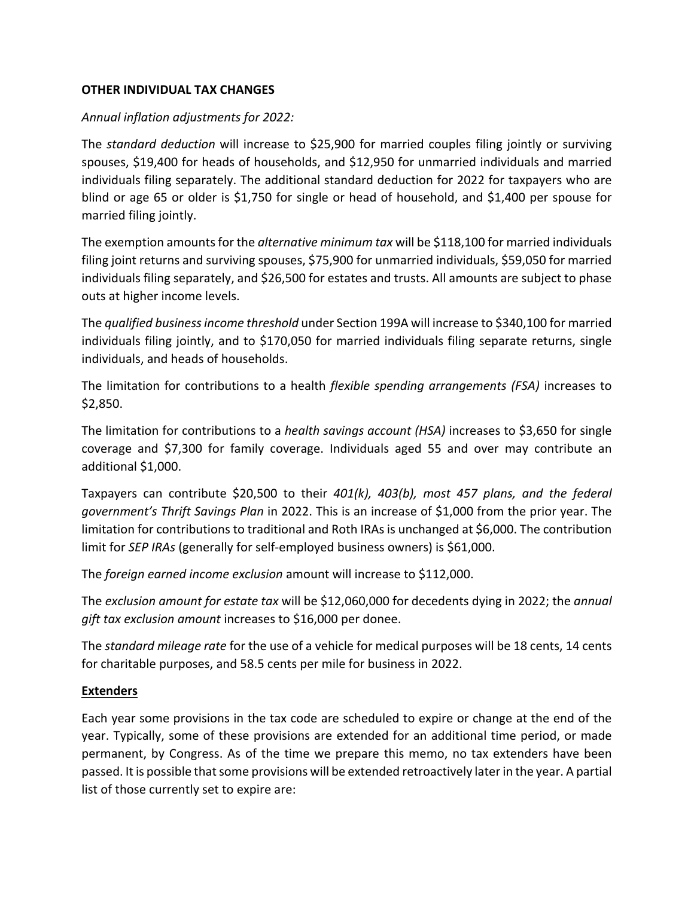**OTHER INDIVIDUAL TAX CHANGES**

*Annual inflation adjustments for 2022:*

The *standard deduction* will increase to $25,900 for married couples filing jointly or surviving spouses, $19,400 for heads of households, and $12,950 for unmarried individuals and married individuals filing separately. The additional standard deduction for 2022 for taxpayers who are blind or age 65 or older is $1,750 for single or head of household, and $1,400 per spouse for married filing jointly.

The exemption amounts for the *alternative minimum tax* will be $118,100 for married individuals filing joint returns and surviving spouses, $75,900 for unmarried individuals, $59,050 for married individuals filing separately, and $26,500 for estates and trusts. All amounts are subject to phase outs at higher income levels.

The *qualified business income threshold* under Section 199A will increase to $340,100 for married individuals filing jointly, and to $170,050 for married individuals filing separate returns, single individuals, and heads of households.

The limitation for contributions to a health *flexible spending arrangements (FSA)* increases to $2,850.

The limitation for contributions to a *health savings account (HSA)* increases to $3,650 for single coverage and $7,300 for family coverage. Individuals aged 55 and over may contribute an additional $1,000.

Taxpayers can contribute $20,500 to their *401(k), 403(b), most 457 plans, and the federal government's Thrift Savings Plan* in 2022. This is an increase of $1,000 from the prior year. The limitation for contributions to traditional and Roth IRAs is unchanged at $6,000. The contribution limit for *SEP IRAs* (generally for self-employed business owners) is $61,000.

The *foreign earned income exclusion* amount will increase to $112,000.

The *exclusion amount for estate tax* will be $12,060,000 for decedents dying in 2022; the *annual gift tax exclusion amount* increases to $16,000 per donee.

The *standard mileage rate* for the use of a vehicle for medical purposes will be 18 cents, 14 cents for charitable purposes, and 58.5 cents per mile for business in 2022.

**Extenders**

Each year some provisions in the tax code are scheduled to expire or change at the end of the year. Typically, some of these provisions are extended for an additional time period, or made permanent, by Congress. As of the time we prepare this memo, no tax extenders have been passed. It is possible that some provisions will be extended retroactively later in the year. A partial list of those currently set to expire are: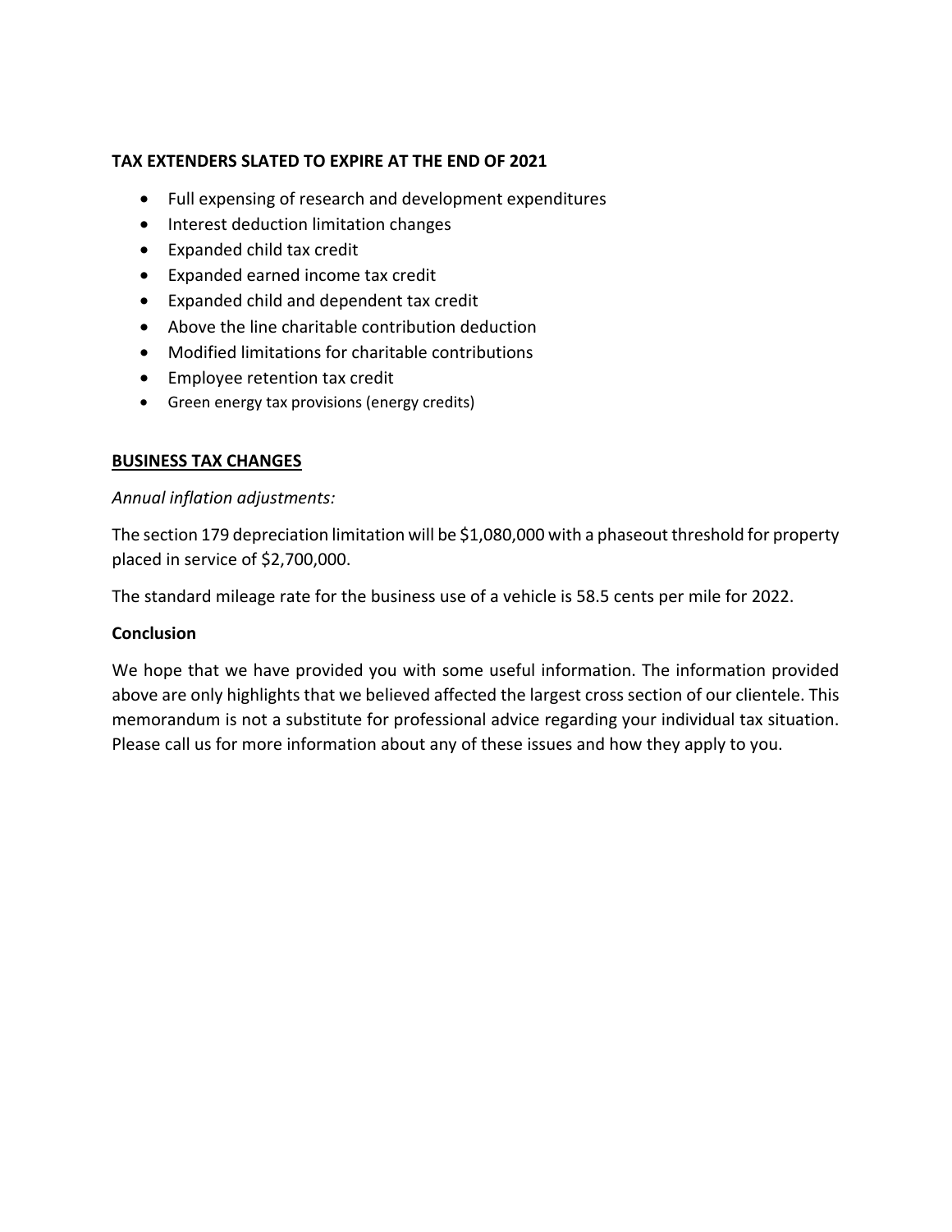**TAX EXTENDERS SLATED TO EXPIRE AT THE END OF 2021**

- Full expensing of research and development expenditures
- Interest deduction limitation changes
- Expanded child tax credit
- Expanded earned income tax credit
- Expanded child and dependent tax credit
- Above the line charitable contribution deduction
- Modified limitations for charitable contributions
- Employee retention tax credit
- Green energy tax provisions (energy credits)

**BUSINESS TAX CHANGES**

*Annual inflation adjustments:*

The section 179 depreciation limitation will be $1,080,000 with a phaseout threshold for property placed in service of $2,700,000.

The standard mileage rate for the business use of a vehicle is 58.5 cents per mile for 2022.

**Conclusion**

We hope that we have provided you with some useful information. The information provided above are only highlights that we believed affected the largest cross section of our clientele. This memorandum is not a substitute for professional advice regarding your individual tax situation. Please call us for more information about any of these issues and how they apply to you.